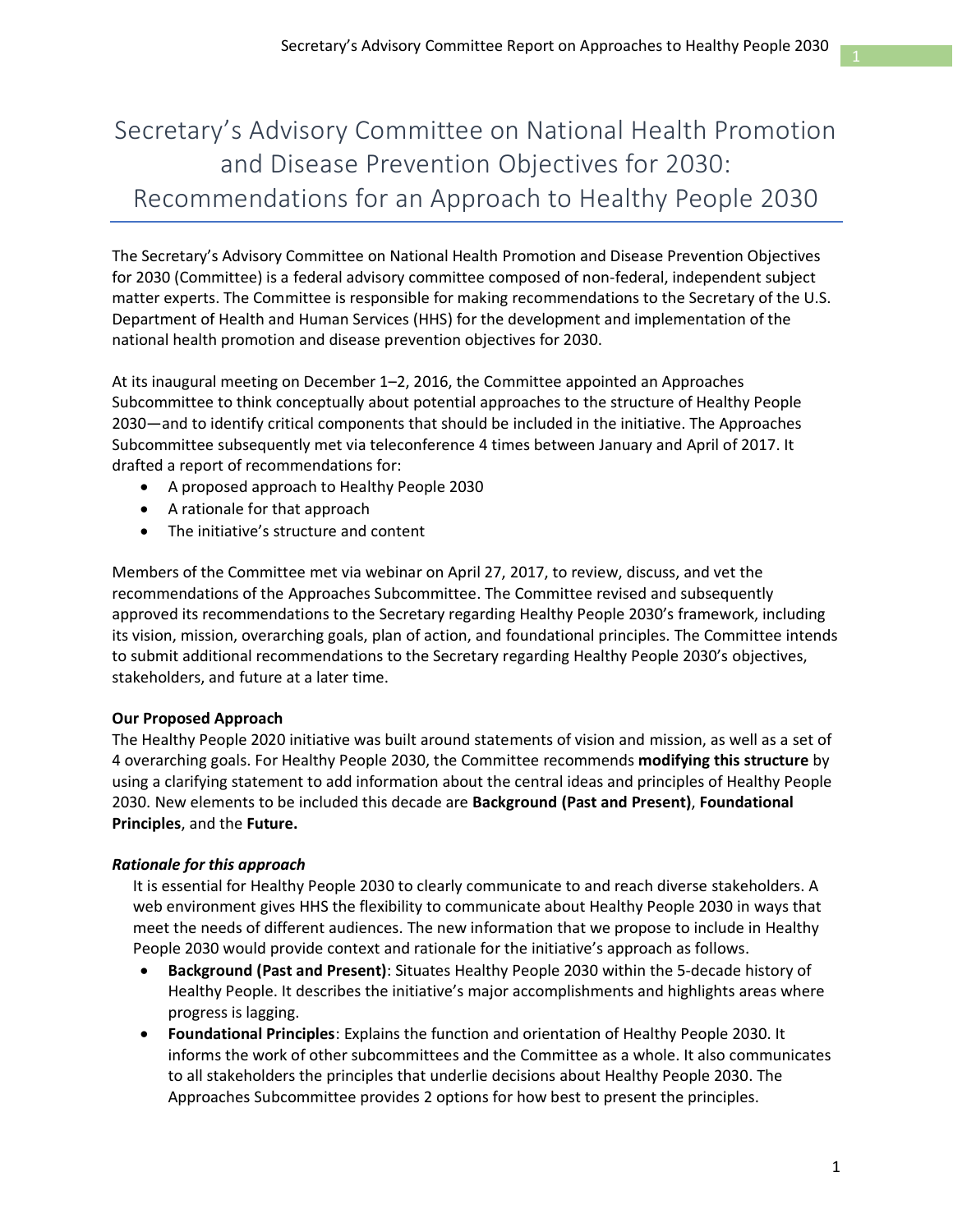# Secretary's Advisory Committee on National Health Promotion and Disease Prevention Objectives for 2030: Recommendations for an Approach to Healthy People 2030

The Secretary's Advisory Committee on National Health Promotion and Disease Prevention Objectives for 2030 (Committee) is a federal advisory committee composed of non-federal, independent subject matter experts. The Committee is responsible for making recommendations to the Secretary of the U.S. Department of Health and Human Services (HHS) for the development and implementation of the national health promotion and disease prevention objectives for 2030.

At its inaugural meeting on December 1–2, 2016, the Committee appointed an Approaches Subcommittee to think conceptually about potential approaches to the structure of Healthy People 2030—and to identify critical components that should be included in the initiative. The Approaches Subcommittee subsequently met via teleconference 4 times between January and April of 2017. It drafted a report of recommendations for:

- A proposed approach to Healthy People 2030
- A rationale for that approach
- The initiative's structure and content

Members of the Committee met via webinar on April 27, 2017, to review, discuss, and vet the recommendations of the Approaches Subcommittee. The Committee revised and subsequently approved its recommendations to the Secretary regarding Healthy People 2030's framework, including its vision, mission, overarching goals, plan of action, and foundational principles. The Committee intends to submit additional recommendations to the Secretary regarding Healthy People 2030's objectives, stakeholders, and future at a later time.

**Our Proposed Approach**

The Healthy People 2020 initiative was built around statements of vision and mission, as well as a set of 4 overarching goals. For Healthy People 2030, the Committee recommends **modifying this structure** by using a clarifying statement to add information about the central ideas and principles of Healthy People 2030. New elements to be included this decade are **Background (Past and Present)**, **Foundational Principles**, and the **Future.**

***Rationale for this approach***

It is essential for Healthy People 2030 to clearly communicate to and reach diverse stakeholders. A web environment gives HHS the flexibility to communicate about Healthy People 2030 in ways that meet the needs of different audiences. The new information that we propose to include in Healthy People 2030 would provide context and rationale for the initiative's approach as follows.

- **Background (Past and Present)**: Situates Healthy People 2030 within the 5-decade history of Healthy People. It describes the initiative's major accomplishments and highlights areas where progress is lagging.
- **Foundational Principles**: Explains the function and orientation of Healthy People 2030. It informs the work of other subcommittees and the Committee as a whole. It also communicates to all stakeholders the principles that underlie decisions about Healthy People 2030. The Approaches Subcommittee provides 2 options for how best to present the principles.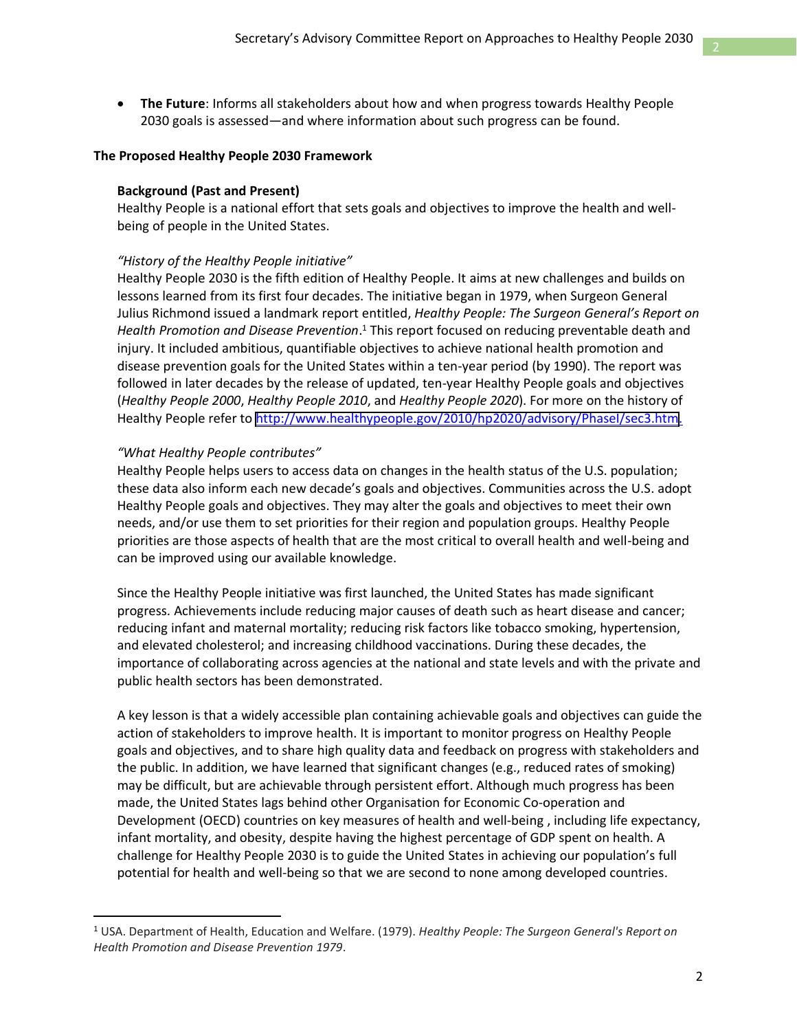- **The Future**: Informs all stakeholders about how and when progress towards Healthy People 2030 goals is assessed—and where information about such progress can be found.

## The Proposed Healthy People 2030 Framework

### Background (Past and Present)

Healthy People is a national effort that sets goals and objectives to improve the health and well-being of people in the United States.

*"History of the Healthy People initiative"*

Healthy People 2030 is the fifth edition of Healthy People. It aims at new challenges and builds on lessons learned from its first four decades. The initiative began in 1979, when Surgeon General Julius Richmond issued a landmark report entitled, *Healthy People: The Surgeon General's Report on Health Promotion and Disease Prevention*.[1] This report focused on reducing preventable death and injury. It included ambitious, quantifiable objectives to achieve national health promotion and disease prevention goals for the United States within a ten-year period (by 1990). The report was followed in later decades by the release of updated, ten-year Healthy People goals and objectives (*Healthy People 2000*, *Healthy People 2010*, and *Healthy People 2020*). For more on the history of Healthy People refer to http://www.healthypeople.gov/2010/hp2020/advisory/PhaseI/sec3.htm.

*"What Healthy People contributes"*

Healthy People helps users to access data on changes in the health status of the U.S. population; these data also inform each new decade's goals and objectives. Communities across the U.S. adopt Healthy People goals and objectives. They may alter the goals and objectives to meet their own needs, and/or use them to set priorities for their region and population groups. Healthy People priorities are those aspects of health that are the most critical to overall health and well-being and can be improved using our available knowledge.

Since the Healthy People initiative was first launched, the United States has made significant progress. Achievements include reducing major causes of death such as heart disease and cancer; reducing infant and maternal mortality; reducing risk factors like tobacco smoking, hypertension, and elevated cholesterol; and increasing childhood vaccinations. During these decades, the importance of collaborating across agencies at the national and state levels and with the private and public health sectors has been demonstrated.

A key lesson is that a widely accessible plan containing achievable goals and objectives can guide the action of stakeholders to improve health. It is important to monitor progress on Healthy People goals and objectives, and to share high quality data and feedback on progress with stakeholders and the public. In addition, we have learned that significant changes (e.g., reduced rates of smoking) may be difficult, but are achievable through persistent effort. Although much progress has been made, the United States lags behind other Organisation for Economic Co-operation and Development (OECD) countries on key measures of health and well-being , including life expectancy, infant mortality, and obesity, despite having the highest percentage of GDP spent on health. A challenge for Healthy People 2030 is to guide the United States in achieving our population's full potential for health and well-being so that we are second to none among developed countries.

---

[1] USA. Department of Health, Education and Welfare. (1979). *Healthy People: The Surgeon General's Report on Health Promotion and Disease Prevention 1979*.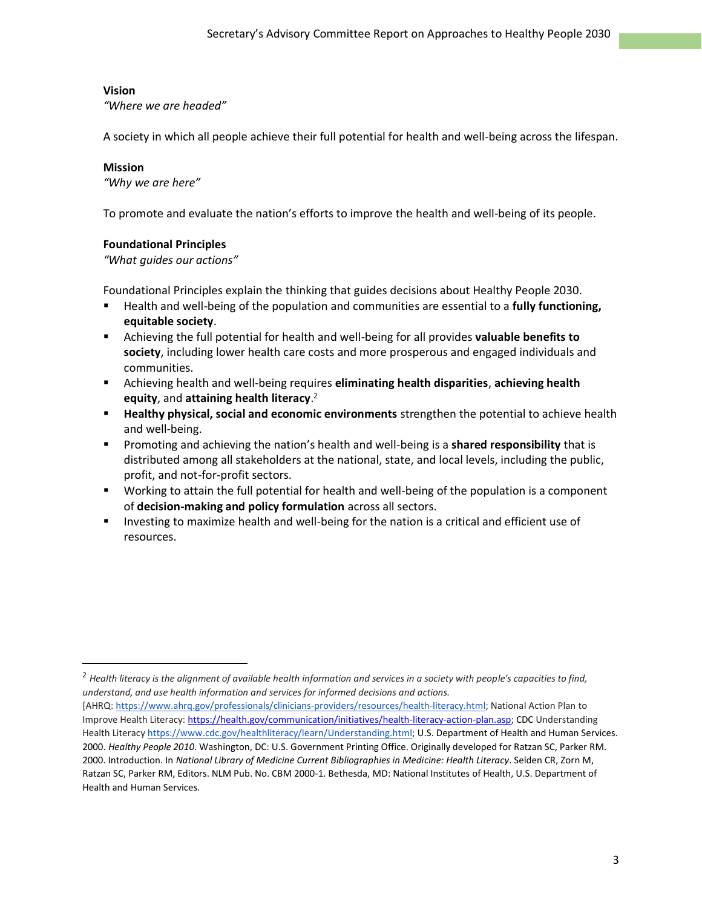**Vision**

*"Where we are headed"*

A society in which all people achieve their full potential for health and well-being across the lifespan.

**Mission**

*"Why we are here"*

To promote and evaluate the nation's efforts to improve the health and well-being of its people.

**Foundational Principles**

*"What guides our actions"*

Foundational Principles explain the thinking that guides decisions about Healthy People 2030.

- Health and well-being of the population and communities are essential to a **fully functioning, equitable society**.
- Achieving the full potential for health and well-being for all provides **valuable benefits to society**, including lower health care costs and more prosperous and engaged individuals and communities.
- Achieving health and well-being requires **eliminating health disparities**, **achieving health equity**, and **attaining health literacy**.[2]
- **Healthy physical, social and economic environments** strengthen the potential to achieve health and well-being.
- Promoting and achieving the nation's health and well-being is a **shared responsibility** that is distributed among all stakeholders at the national, state, and local levels, including the public, profit, and not-for-profit sectors.
- Working to attain the full potential for health and well-being of the population is a component of **decision-making and policy formulation** across all sectors.
- Investing to maximize health and well-being for the nation is a critical and efficient use of resources.

---

[2] *Health literacy is the alignment of available health information and services in a society with people's capacities to find, understand, and use health information and services for informed decisions and actions.*
[AHRQ: https://www.ahrq.gov/professionals/clinicians-providers/resources/health-literacy.html; National Action Plan to Improve Health Literacy: https://health.gov/communication/initiatives/health-literacy-action-plan.asp; CDC Understanding Health Literacy https://www.cdc.gov/healthliteracy/learn/Understanding.html; U.S. Department of Health and Human Services. 2000. *Healthy People 2010*. Washington, DC: U.S. Government Printing Office. Originally developed for Ratzan SC, Parker RM. 2000. Introduction. In *National Library of Medicine Current Bibliographies in Medicine: Health Literacy*. Selden CR, Zorn M, Ratzan SC, Parker RM, Editors. NLM Pub. No. CBM 2000-1. Bethesda, MD: National Institutes of Health, U.S. Department of Health and Human Services.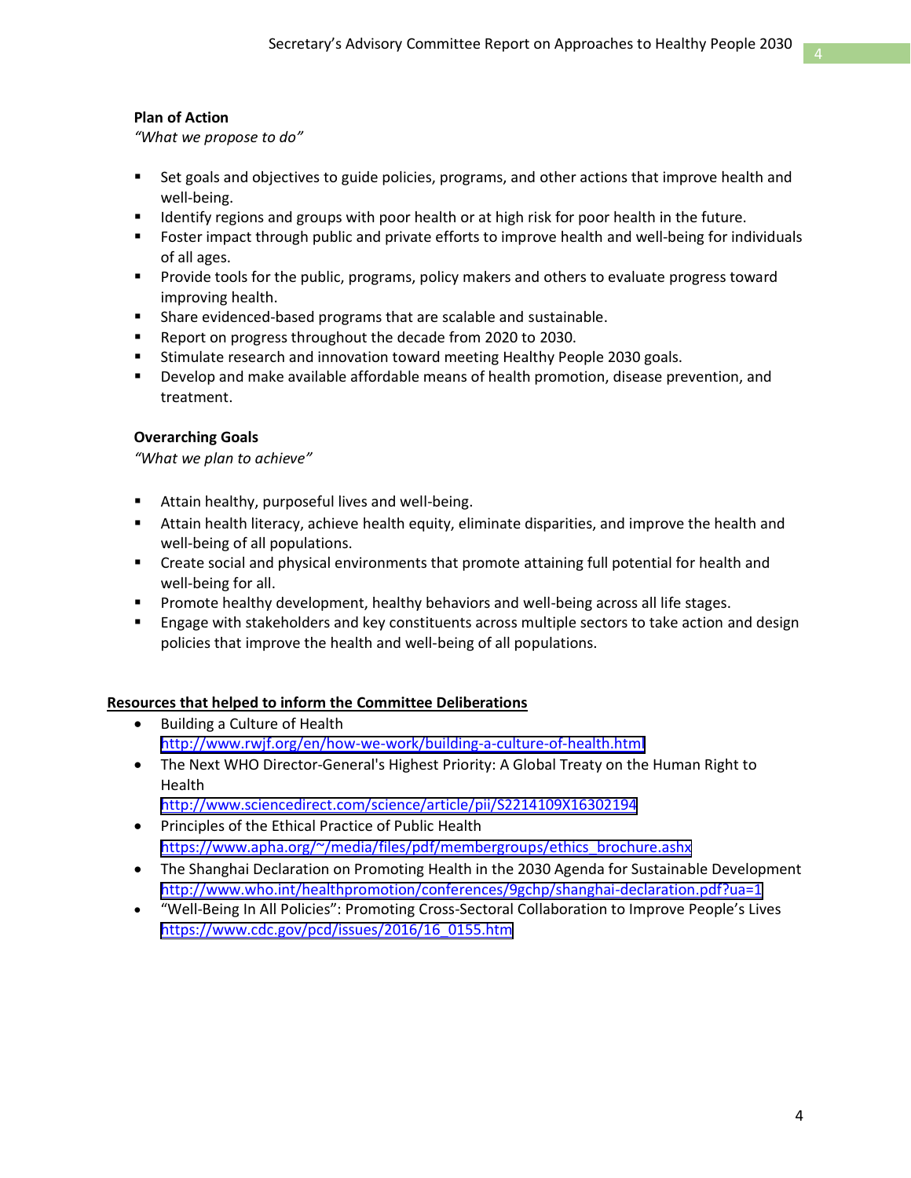### Plan of Action

*"What we propose to do"*

- Set goals and objectives to guide policies, programs, and other actions that improve health and well-being.
- Identify regions and groups with poor health or at high risk for poor health in the future.
- Foster impact through public and private efforts to improve health and well-being for individuals of all ages.
- Provide tools for the public, programs, policy makers and others to evaluate progress toward improving health.
- Share evidenced-based programs that are scalable and sustainable.
- Report on progress throughout the decade from 2020 to 2030.
- Stimulate research and innovation toward meeting Healthy People 2030 goals.
- Develop and make available affordable means of health promotion, disease prevention, and treatment.

### Overarching Goals

*"What we plan to achieve"*

- Attain healthy, purposeful lives and well-being.
- Attain health literacy, achieve health equity, eliminate disparities, and improve the health and well-being of all populations.
- Create social and physical environments that promote attaining full potential for health and well-being for all.
- Promote healthy development, healthy behaviors and well-being across all life stages.
- Engage with stakeholders and key constituents across multiple sectors to take action and design policies that improve the health and well-being of all populations.

## Resources that helped to inform the Committee Deliberations

- Building a Culture of Health
  http://www.rwjf.org/en/how-we-work/building-a-culture-of-health.html
- The Next WHO Director-General's Highest Priority: A Global Treaty on the Human Right to Health
  http://www.sciencedirect.com/science/article/pii/S2214109X16302194
- Principles of the Ethical Practice of Public Health
  https://www.apha.org/~/media/files/pdf/membergroups/ethics_brochure.ashx
- The Shanghai Declaration on Promoting Health in the 2030 Agenda for Sustainable Development
  http://www.who.int/healthpromotion/conferences/9gchp/shanghai-declaration.pdf?ua=1
- "Well-Being In All Policies": Promoting Cross-Sectoral Collaboration to Improve People's Lives
  https://www.cdc.gov/pcd/issues/2016/16_0155.htm